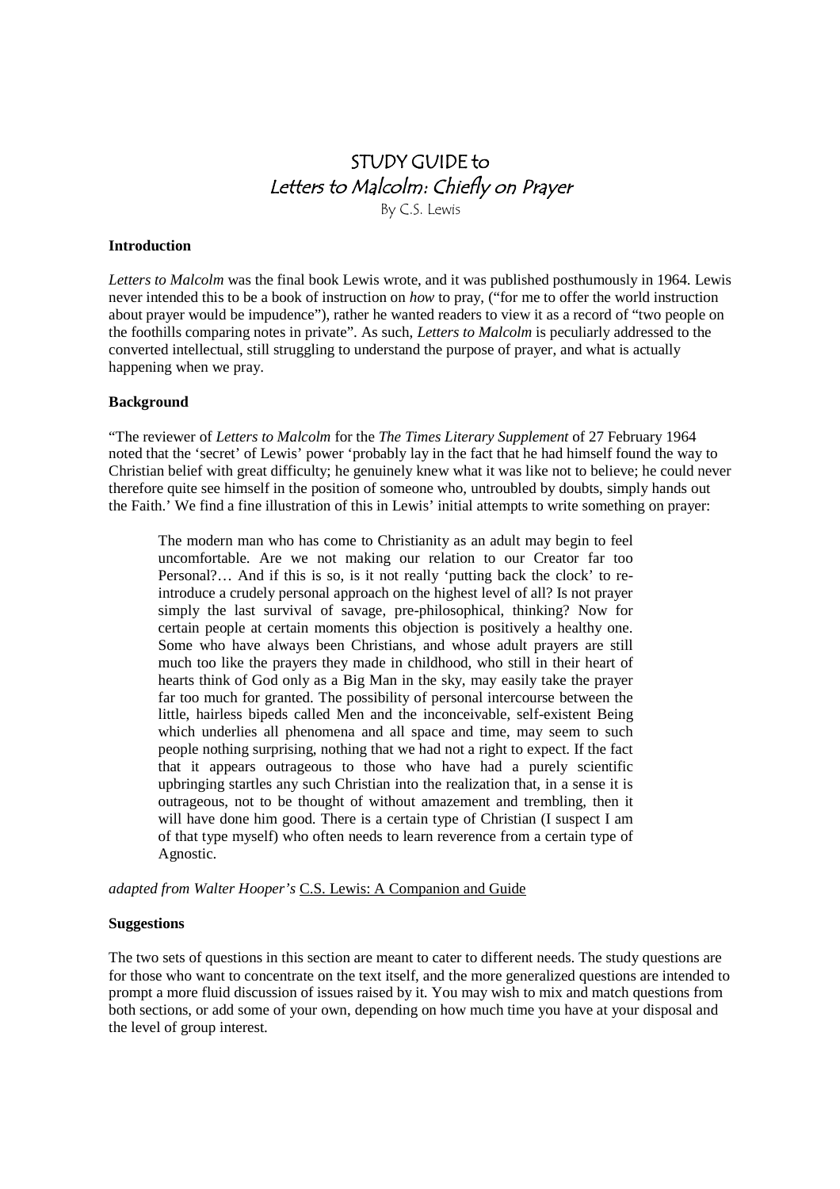# STUDY GUIDE to
## *Letters to Malcolm: Chiefly on Prayer*
By C.S. Lewis

**Introduction**

*Letters to Malcolm* was the final book Lewis wrote, and it was published posthumously in 1964. Lewis never intended this to be a book of instruction on *how* to pray, ("for me to offer the world instruction about prayer would be impudence"), rather he wanted readers to view it as a record of "two people on the foothills comparing notes in private". As such, *Letters to Malcolm* is peculiarly addressed to the converted intellectual, still struggling to understand the purpose of prayer, and what is actually happening when we pray.

**Background**

"The reviewer of *Letters to Malcolm* for the *The Times Literary Supplement* of 27 February 1964 noted that the 'secret' of Lewis' power 'probably lay in the fact that he had himself found the way to Christian belief with great difficulty; he genuinely knew what it was like not to believe; he could never therefore quite see himself in the position of someone who, untroubled by doubts, simply hands out the Faith.' We find a fine illustration of this in Lewis' initial attempts to write something on prayer:

> The modern man who has come to Christianity as an adult may begin to feel uncomfortable. Are we not making our relation to our Creator far too Personal?… And if this is so, is it not really 'putting back the clock' to re-introduce a crudely personal approach on the highest level of all? Is not prayer simply the last survival of savage, pre-philosophical, thinking? Now for certain people at certain moments this objection is positively a healthy one. Some who have always been Christians, and whose adult prayers are still much too like the prayers they made in childhood, who still in their heart of hearts think of God only as a Big Man in the sky, may easily take the prayer far too much for granted. The possibility of personal intercourse between the little, hairless bipeds called Men and the inconceivable, self-existent Being which underlies all phenomena and all space and time, may seem to such people nothing surprising, nothing that we had not a right to expect. If the fact that it appears outrageous to those who have had a purely scientific upbringing startles any such Christian into the realization that, in a sense it is outrageous, not to be thought of without amazement and trembling, then it will have done him good. There is a certain type of Christian (I suspect I am of that type myself) who often needs to learn reverence from a certain type of Agnostic.

*adapted from Walter Hooper's* C.S. Lewis: A Companion and Guide

**Suggestions**

The two sets of questions in this section are meant to cater to different needs. The study questions are for those who want to concentrate on the text itself, and the more generalized questions are intended to prompt a more fluid discussion of issues raised by it. You may wish to mix and match questions from both sections, or add some of your own, depending on how much time you have at your disposal and the level of group interest.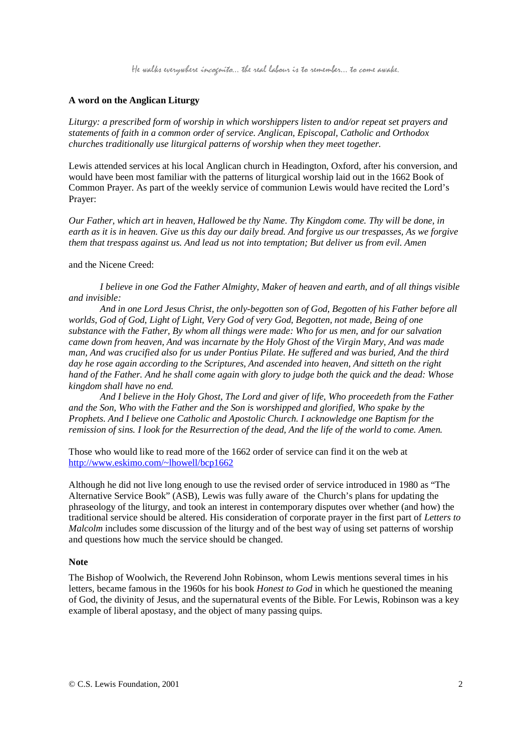## A word on the Anglican Liturgy

*Liturgy: a prescribed form of worship in which worshippers listen to and/or repeat set prayers and statements of faith in a common order of service. Anglican, Episcopal, Catholic and Orthodox churches traditionally use liturgical patterns of worship when they meet together.*

Lewis attended services at his local Anglican church in Headington, Oxford, after his conversion, and would have been most familiar with the patterns of liturgical worship laid out in the 1662 Book of Common Prayer. As part of the weekly service of communion Lewis would have recited the Lord's Prayer:

*Our Father, which art in heaven, Hallowed be thy Name. Thy Kingdom come. Thy will be done, in earth as it is in heaven. Give us this day our daily bread. And forgive us our trespasses, As we forgive them that trespass against us. And lead us not into temptation; But deliver us from evil. Amen*

and the Nicene Creed:

*I believe in one God the Father Almighty, Maker of heaven and earth, and of all things visible and invisible:*

*And in one Lord Jesus Christ, the only-begotten son of God, Begotten of his Father before all worlds, God of God, Light of Light, Very God of very God, Begotten, not made, Being of one substance with the Father, By whom all things were made: Who for us men, and for our salvation came down from heaven, And was incarnate by the Holy Ghost of the Virgin Mary, And was made man, And was crucified also for us under Pontius Pilate. He suffered and was buried, And the third day he rose again according to the Scriptures, And ascended into heaven, And sitteth on the right hand of the Father. And he shall come again with glory to judge both the quick and the dead: Whose kingdom shall have no end.*

*And I believe in the Holy Ghost, The Lord and giver of life, Who proceedeth from the Father and the Son, Who with the Father and the Son is worshipped and glorified, Who spake by the Prophets. And I believe one Catholic and Apostolic Church. I acknowledge one Baptism for the remission of sins. I look for the Resurrection of the dead, And the life of the world to come. Amen.*

Those who would like to read more of the 1662 order of service can find it on the web at [http://www.eskimo.com/~lhowell/bcp1662](http://www.eskimo.com/~lhowell/bcp1662)

Although he did not live long enough to use the revised order of service introduced in 1980 as "The Alternative Service Book" (ASB), Lewis was fully aware of the Church's plans for updating the phraseology of the liturgy, and took an interest in contemporary disputes over whether (and how) the traditional service should be altered. His consideration of corporate prayer in the first part of *Letters to Malcolm* includes some discussion of the liturgy and of the best way of using set patterns of worship and questions how much the service should be changed.

### Note

The Bishop of Woolwich, the Reverend John Robinson, whom Lewis mentions several times in his letters, became famous in the 1960s for his book *Honest to God* in which he questioned the meaning of God, the divinity of Jesus, and the supernatural events of the Bible. For Lewis, Robinson was a key example of liberal apostasy, and the object of many passing quips.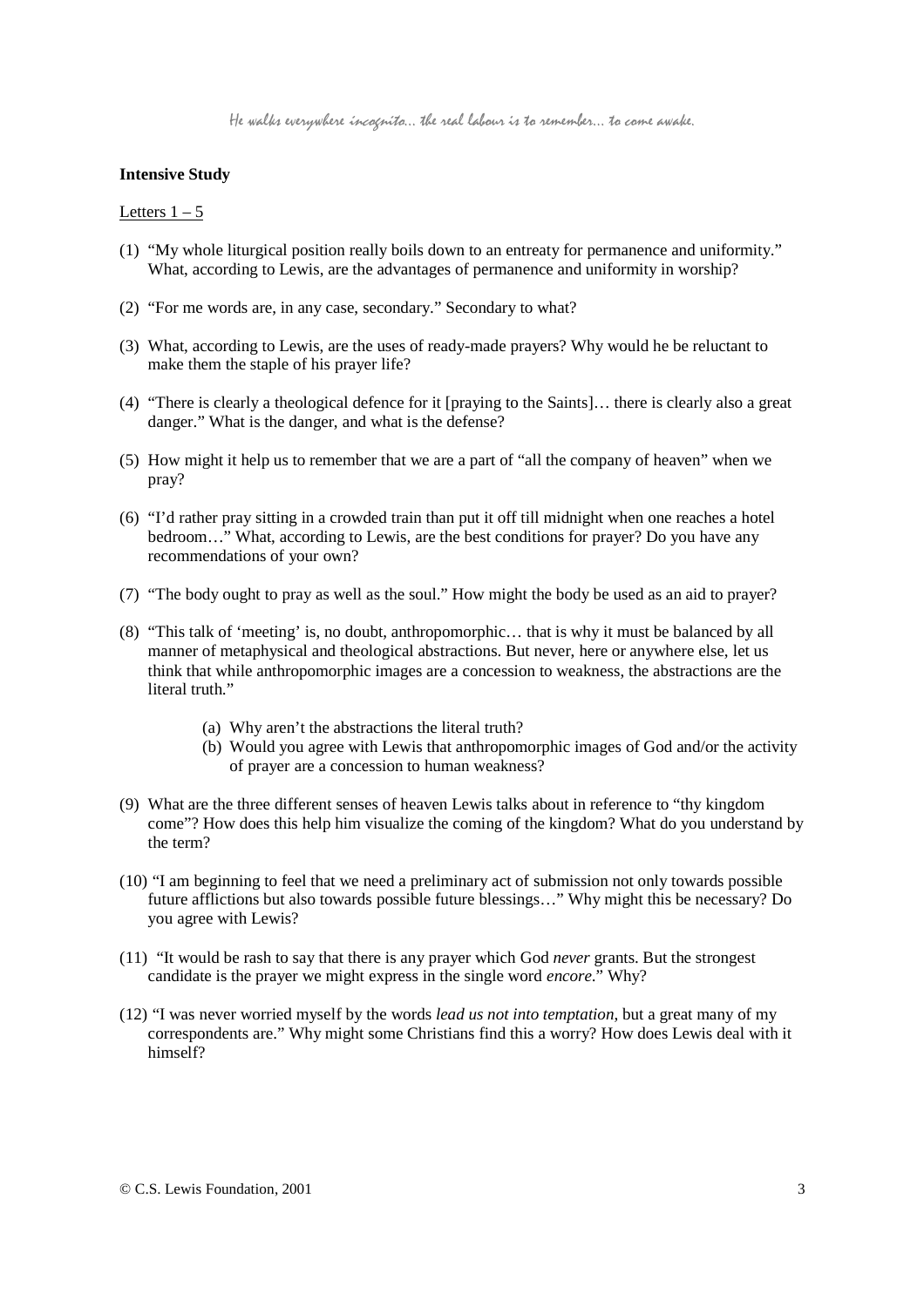## Intensive Study

Letters 1 – 5

(1) "My whole liturgical position really boils down to an entreaty for permanence and uniformity." What, according to Lewis, are the advantages of permanence and uniformity in worship?

(2) "For me words are, in any case, secondary." Secondary to what?

(3) What, according to Lewis, are the uses of ready-made prayers? Why would he be reluctant to make them the staple of his prayer life?

(4) "There is clearly a theological defence for it [praying to the Saints]… there is clearly also a great danger." What is the danger, and what is the defense?

(5) How might it help us to remember that we are a part of "all the company of heaven" when we pray?

(6) "I'd rather pray sitting in a crowded train than put it off till midnight when one reaches a hotel bedroom…" What, according to Lewis, are the best conditions for prayer? Do you have any recommendations of your own?

(7) "The body ought to pray as well as the soul." How might the body be used as an aid to prayer?

(8) "This talk of 'meeting' is, no doubt, anthropomorphic… that is why it must be balanced by all manner of metaphysical and theological abstractions. But never, here or anywhere else, let us think that while anthropomorphic images are a concession to weakness, the abstractions are the literal truth."

   (a) Why aren't the abstractions the literal truth?
   (b) Would you agree with Lewis that anthropomorphic images of God and/or the activity of prayer are a concession to human weakness?

(9) What are the three different senses of heaven Lewis talks about in reference to "thy kingdom come"? How does this help him visualize the coming of the kingdom? What do you understand by the term?

(10) "I am beginning to feel that we need a preliminary act of submission not only towards possible future afflictions but also towards possible future blessings…" Why might this be necessary? Do you agree with Lewis?

(11) "It would be rash to say that there is any prayer which God *never* grants. But the strongest candidate is the prayer we might express in the single word *encore*." Why?

(12) "I was never worried myself by the words *lead us not into temptation*, but a great many of my correspondents are." Why might some Christians find this a worry? How does Lewis deal with it himself?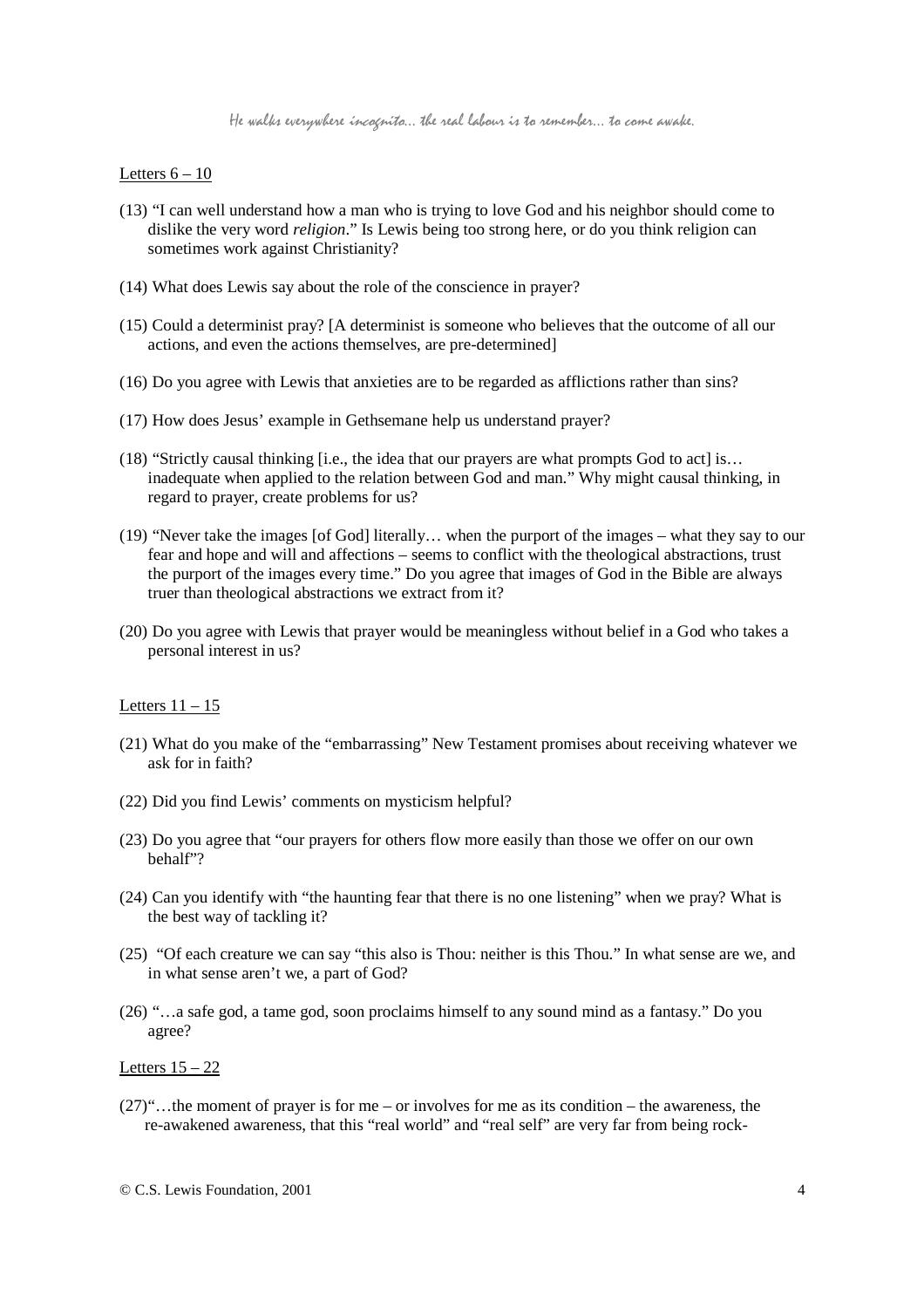Letters 6 – 10

(13) "I can well understand how a man who is trying to love God and his neighbor should come to dislike the very word *religion*." Is Lewis being too strong here, or do you think religion can sometimes work against Christianity?

(14) What does Lewis say about the role of the conscience in prayer?

(15) Could a determinist pray? [A determinist is someone who believes that the outcome of all our actions, and even the actions themselves, are pre-determined]

(16) Do you agree with Lewis that anxieties are to be regarded as afflictions rather than sins?

(17) How does Jesus' example in Gethsemane help us understand prayer?

(18) "Strictly causal thinking [i.e., the idea that our prayers are what prompts God to act] is… inadequate when applied to the relation between God and man." Why might causal thinking, in regard to prayer, create problems for us?

(19) "Never take the images [of God] literally… when the purport of the images – what they say to our fear and hope and will and affections – seems to conflict with the theological abstractions, trust the purport of the images every time." Do you agree that images of God in the Bible are always truer than theological abstractions we extract from it?

(20) Do you agree with Lewis that prayer would be meaningless without belief in a God who takes a personal interest in us?

Letters 11 – 15

(21) What do you make of the "embarrassing" New Testament promises about receiving whatever we ask for in faith?

(22) Did you find Lewis' comments on mysticism helpful?

(23) Do you agree that "our prayers for others flow more easily than those we offer on our own behalf"?

(24) Can you identify with "the haunting fear that there is no one listening" when we pray? What is the best way of tackling it?

(25) "Of each creature we can say "this also is Thou: neither is this Thou." In what sense are we, and in what sense aren't we, a part of God?

(26) "…a safe god, a tame god, soon proclaims himself to any sound mind as a fantasy." Do you agree?

Letters 15 – 22

(27)"…the moment of prayer is for me – or involves for me as its condition – the awareness, the re-awakened awareness, that this "real world" and "real self" are very far from being rock-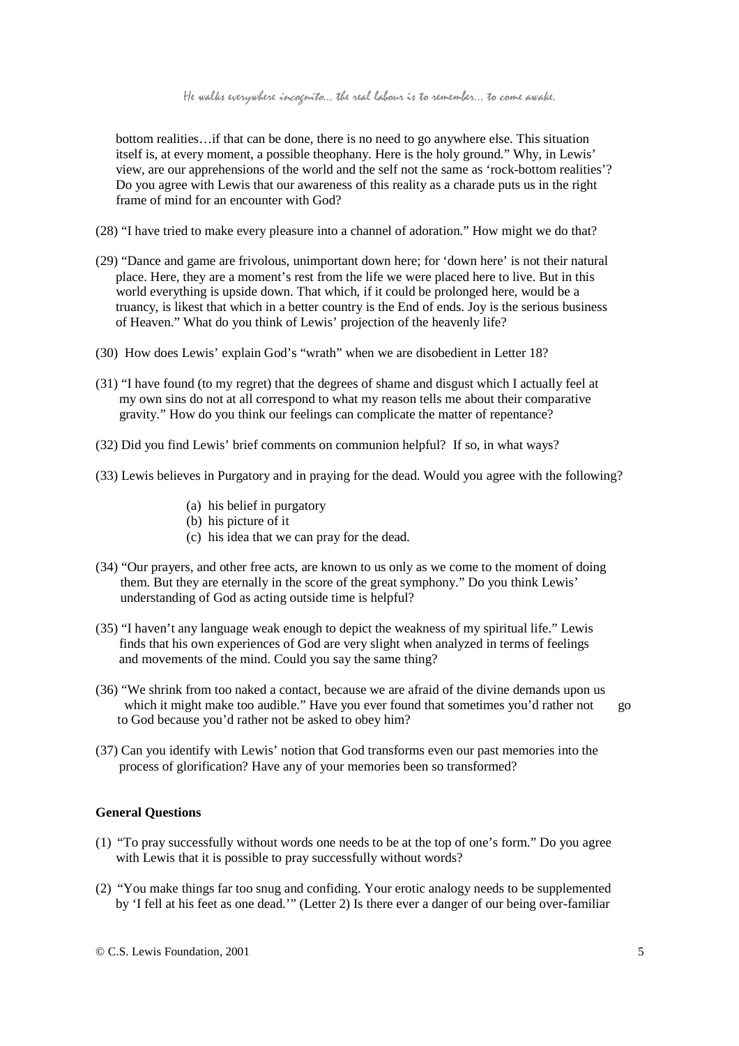bottom realities…if that can be done, there is no need to go anywhere else. This situation itself is, at every moment, a possible theophany. Here is the holy ground." Why, in Lewis' view, are our apprehensions of the world and the self not the same as 'rock-bottom realities'? Do you agree with Lewis that our awareness of this reality as a charade puts us in the right frame of mind for an encounter with God?

(28) "I have tried to make every pleasure into a channel of adoration." How might we do that?

(29) "Dance and game are frivolous, unimportant down here; for 'down here' is not their natural place. Here, they are a moment's rest from the life we were placed here to live. But in this world everything is upside down. That which, if it could be prolonged here, would be a truancy, is likest that which in a better country is the End of ends. Joy is the serious business of Heaven." What do you think of Lewis' projection of the heavenly life?

(30) How does Lewis' explain God's "wrath" when we are disobedient in Letter 18?

(31) "I have found (to my regret) that the degrees of shame and disgust which I actually feel at my own sins do not at all correspond to what my reason tells me about their comparative gravity." How do you think our feelings can complicate the matter of repentance?

(32) Did you find Lewis' brief comments on communion helpful? If so, in what ways?

(33) Lewis believes in Purgatory and in praying for the dead. Would you agree with the following?

- (a) his belief in purgatory
- (b) his picture of it
- (c) his idea that we can pray for the dead.

(34) "Our prayers, and other free acts, are known to us only as we come to the moment of doing them. But they are eternally in the score of the great symphony." Do you think Lewis' understanding of God as acting outside time is helpful?

(35) "I haven't any language weak enough to depict the weakness of my spiritual life." Lewis finds that his own experiences of God are very slight when analyzed in terms of feelings and movements of the mind. Could you say the same thing?

(36) "We shrink from too naked a contact, because we are afraid of the divine demands upon us which it might make too audible." Have you ever found that sometimes you'd rather not go to God because you'd rather not be asked to obey him?

(37) Can you identify with Lewis' notion that God transforms even our past memories into the process of glorification? Have any of your memories been so transformed?

**General Questions**

(1) "To pray successfully without words one needs to be at the top of one's form." Do you agree with Lewis that it is possible to pray successfully without words?

(2) "You make things far too snug and confiding. Your erotic analogy needs to be supplemented by 'I fell at his feet as one dead.'" (Letter 2) Is there ever a danger of our being over-familiar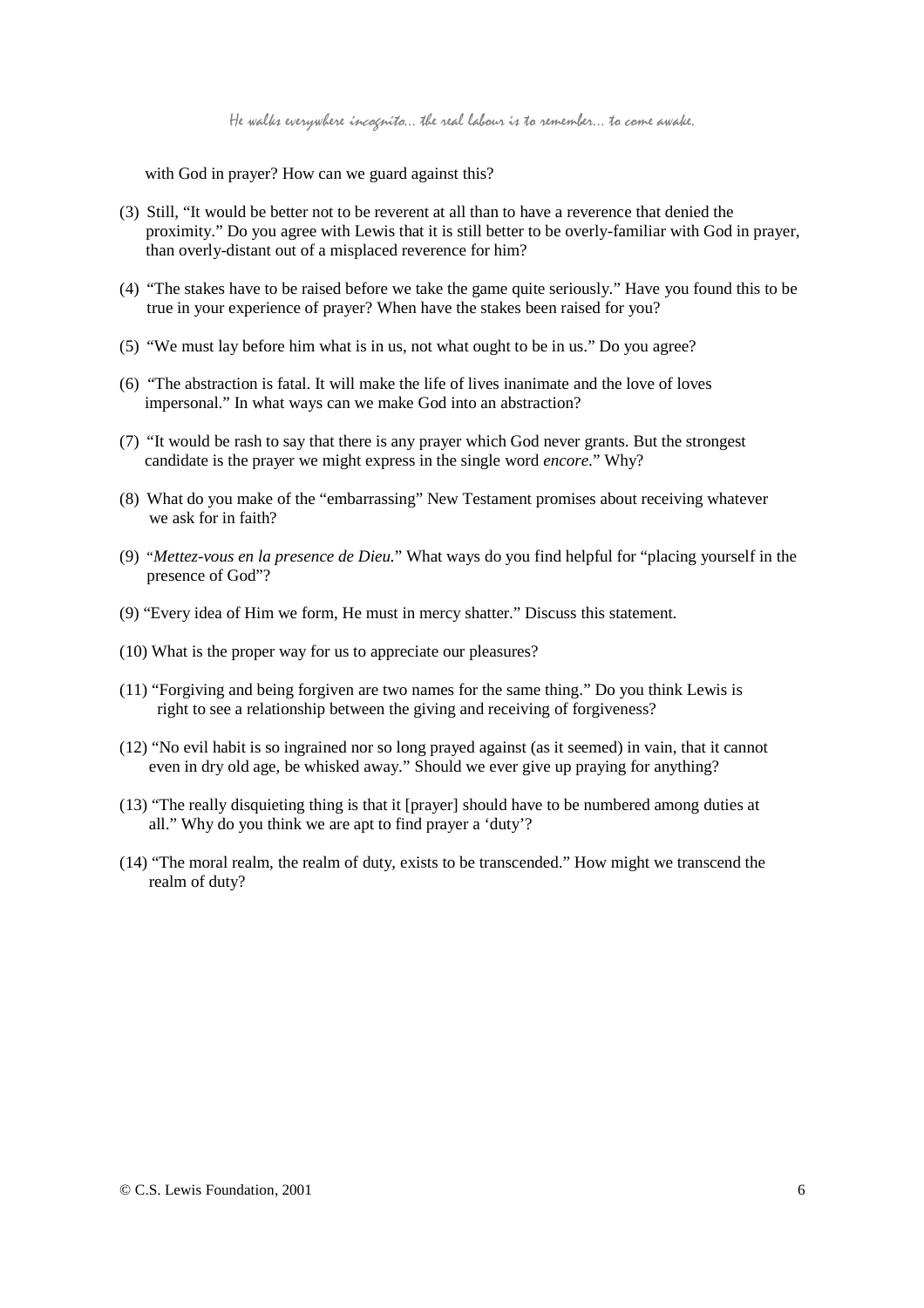with God in prayer? How can we guard against this?

(3) Still, “It would be better not to be reverent at all than to have a reverence that denied the proximity.” Do you agree with Lewis that it is still better to be overly-familiar with God in prayer, than overly-distant out of a misplaced reverence for him?

(4) “The stakes have to be raised before we take the game quite seriously.” Have you found this to be true in your experience of prayer? When have the stakes been raised for you?

(5) “We must lay before him what is in us, not what ought to be in us.” Do you agree?

(6) “The abstraction is fatal. It will make the life of lives inanimate and the love of loves impersonal.” In what ways can we make God into an abstraction?

(7) “It would be rash to say that there is any prayer which God never grants. But the strongest candidate is the prayer we might express in the single word *encore*.” Why?

(8) What do you make of the “embarrassing” New Testament promises about receiving whatever we ask for in faith?

(9) “*Mettez-vous en la presence de Dieu.*” What ways do you find helpful for “placing yourself in the presence of God”?

(9) “Every idea of Him we form, He must in mercy shatter.” Discuss this statement.

(10) What is the proper way for us to appreciate our pleasures?

(11) “Forgiving and being forgiven are two names for the same thing.” Do you think Lewis is right to see a relationship between the giving and receiving of forgiveness?

(12) “No evil habit is so ingrained nor so long prayed against (as it seemed) in vain, that it cannot even in dry old age, be whisked away.” Should we ever give up praying for anything?

(13) “The really disquieting thing is that it [prayer] should have to be numbered among duties at all.” Why do you think we are apt to find prayer a ‘duty’?

(14) “The moral realm, the realm of duty, exists to be transcended.” How might we transcend the realm of duty?